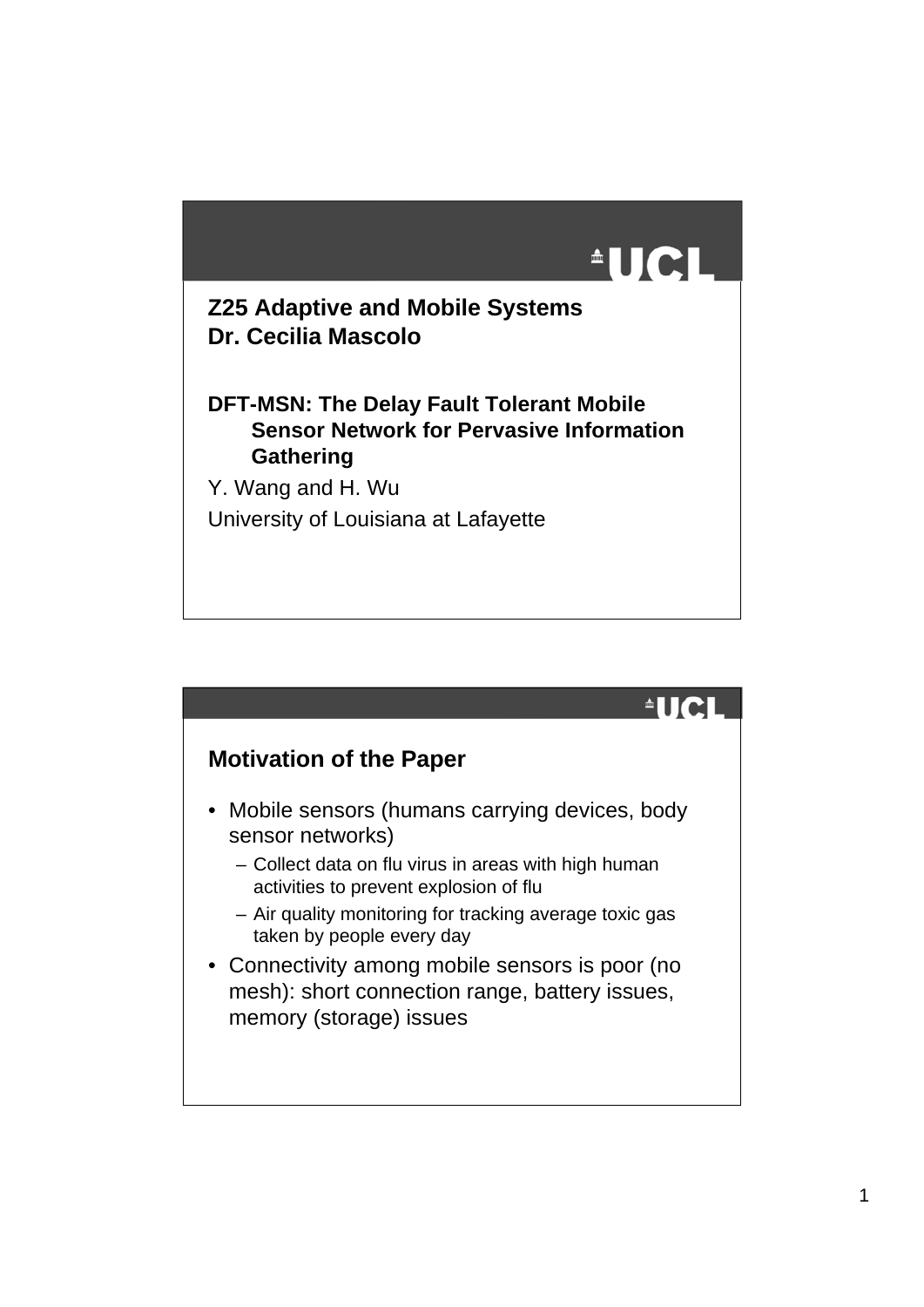**Z25 Adaptive and Mobile Systems**
**Dr. Cecilia Mascolo**

**DFT-MSN: The Delay Fault Tolerant Mobile Sensor Network for Pervasive Information Gathering**

Y. Wang and H. Wu

University of Louisiana at Lafayette

## Motivation of the Paper

- Mobile sensors (humans carrying devices, body sensor networks)
  - Collect data on flu virus in areas with high human activities to prevent explosion of flu
  - Air quality monitoring for tracking average toxic gas taken by people every day
- Connectivity among mobile sensors is poor (no mesh): short connection range, battery issues, memory (storage) issues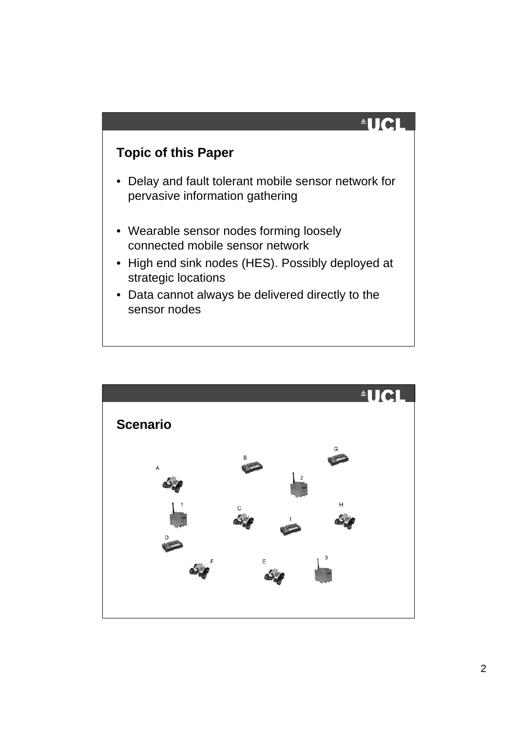## Topic of this Paper

- Delay and fault tolerant mobile sensor network for pervasive information gathering
- Wearable sensor nodes forming loosely connected mobile sensor network
- High end sink nodes (HES). Possibly deployed at strategic locations
- Data cannot always be delivered directly to the sensor nodes

## Scenario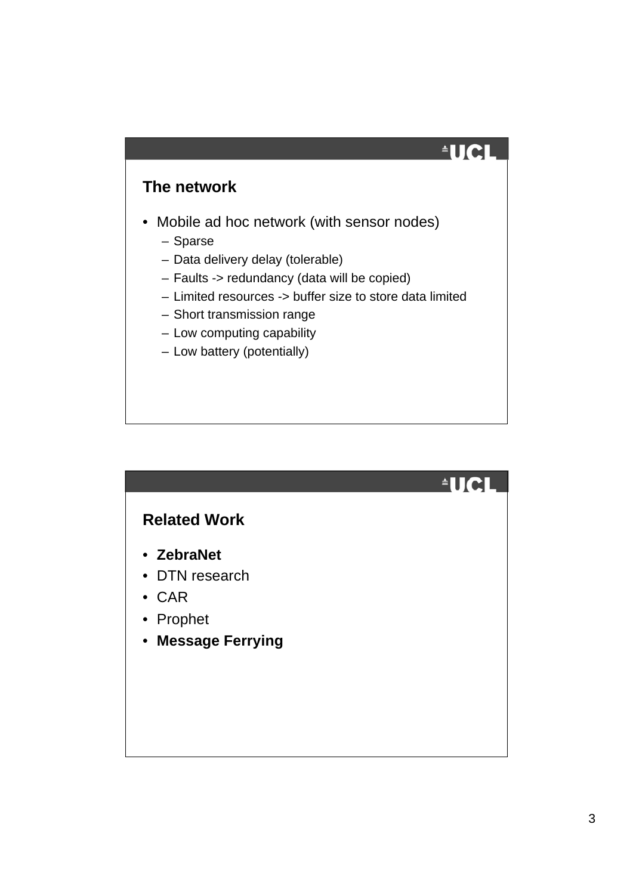## The network

- Mobile ad hoc network (with sensor nodes)
  - Sparse
  - Data delivery delay (tolerable)
  - Faults -> redundancy (data will be copied)
  - Limited resources -> buffer size to store data limited
  - Short transmission range
  - Low computing capability
  - Low battery (potentially)

## Related Work

- **ZebraNet**
- DTN research
- CAR
- Prophet
- **Message Ferrying**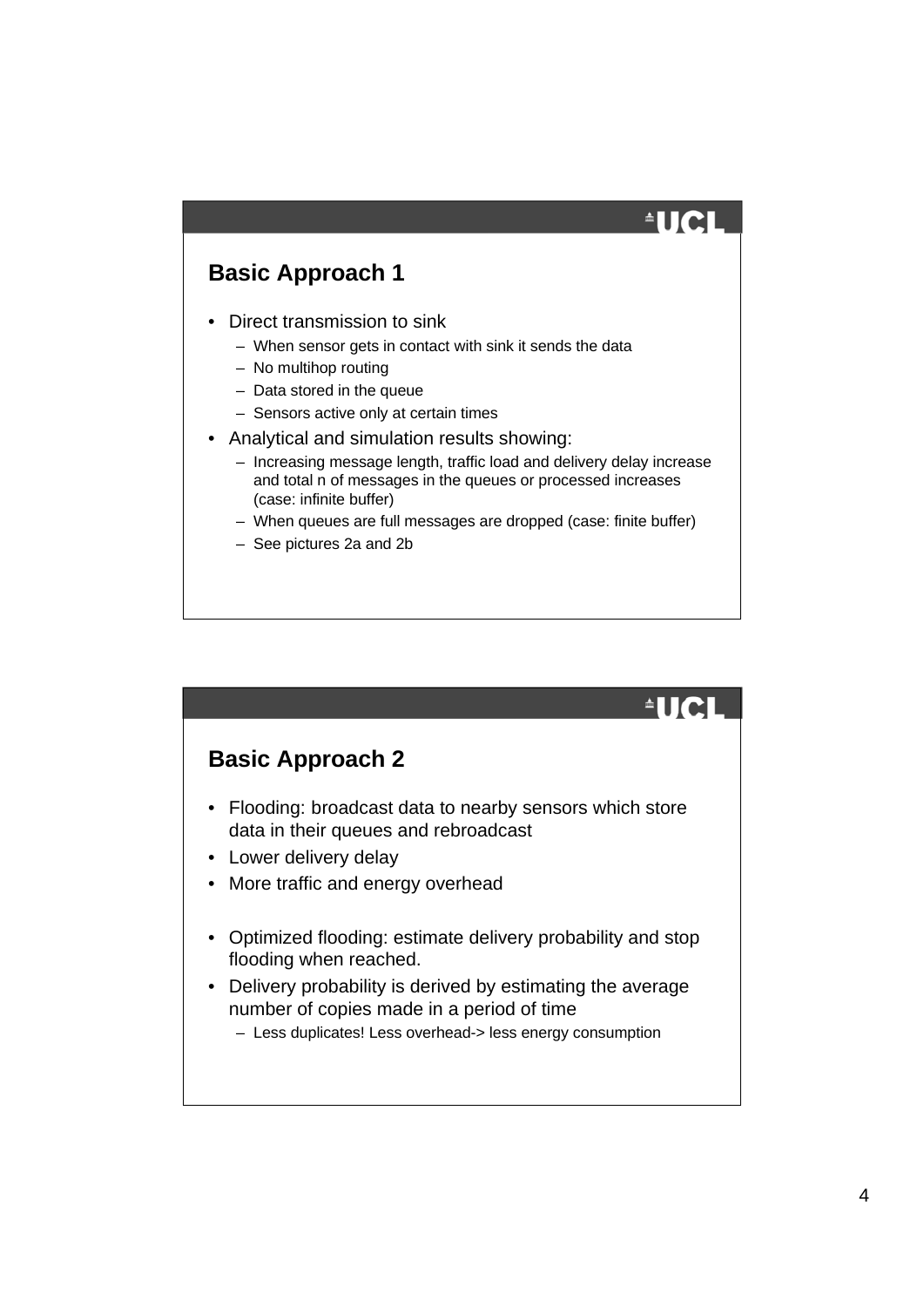## Basic Approach 1

- Direct transmission to sink
  - When sensor gets in contact with sink it sends the data
  - No multihop routing
  - Data stored in the queue
  - Sensors active only at certain times
- Analytical and simulation results showing:
  - Increasing message length, traffic load and delivery delay increase and total n of messages in the queues or processed increases (case: infinite buffer)
  - When queues are full messages are dropped (case: finite buffer)
  - See pictures 2a and 2b

## Basic Approach 2

- Flooding: broadcast data to nearby sensors which store data in their queues and rebroadcast
- Lower delivery delay
- More traffic and energy overhead

- Optimized flooding: estimate delivery probability and stop flooding when reached.
- Delivery probability is derived by estimating the average number of copies made in a period of time
  - Less duplicates! Less overhead-> less energy consumption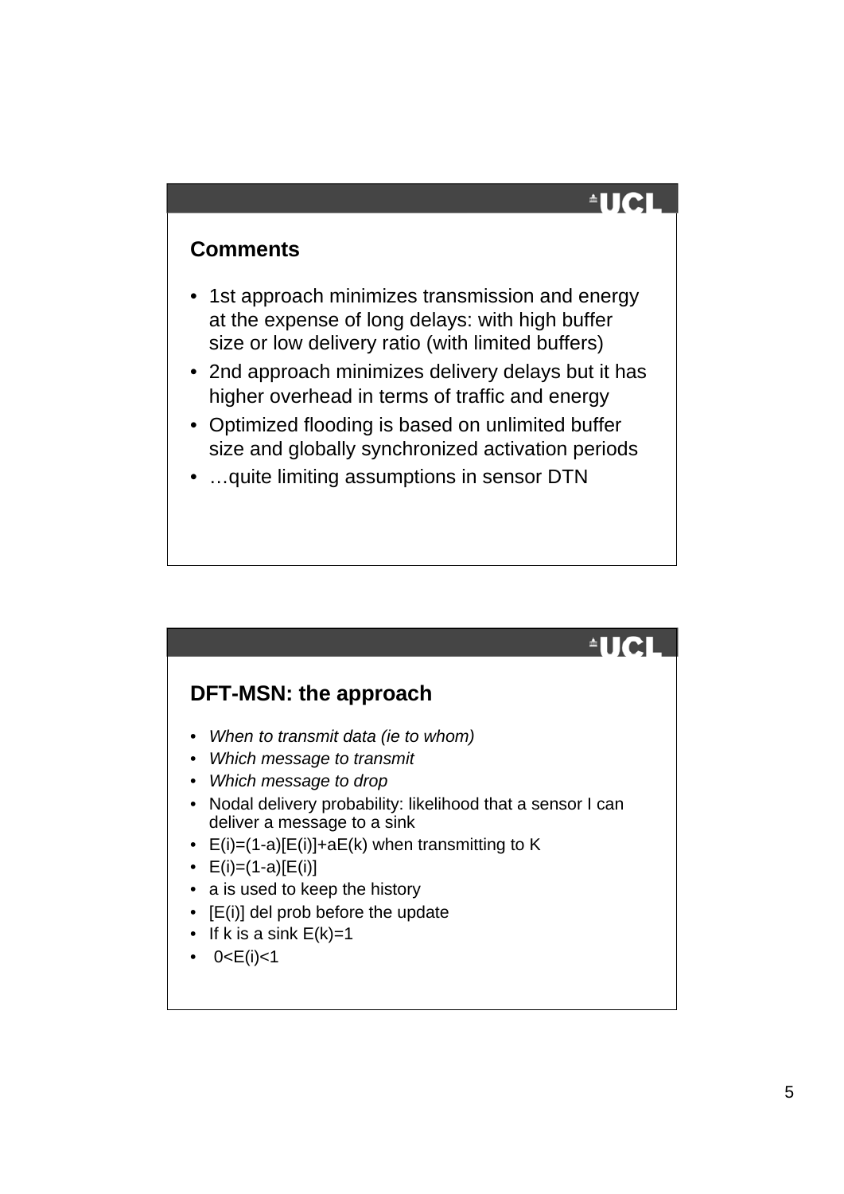## Comments

- 1st approach minimizes transmission and energy at the expense of long delays: with high buffer size or low delivery ratio (with limited buffers)
- 2nd approach minimizes delivery delays but it has higher overhead in terms of traffic and energy
- Optimized flooding is based on unlimited buffer size and globally synchronized activation periods
- …quite limiting assumptions in sensor DTN

## DFT-MSN: the approach

- *When to transmit data (ie to whom)*
- *Which message to transmit*
- *Which message to drop*
- Nodal delivery probability: likelihood that a sensor I can deliver a message to a sink
- $E(i)=(1-a)[E(i)]+aE(k)$ when transmitting to K
- $E(i)=(1-a)[E(i)]$
- a is used to keep the history
- $[E(i)]$ del prob before the update
- If k is a sink $E(k)=1$
- $0<E(i)<1$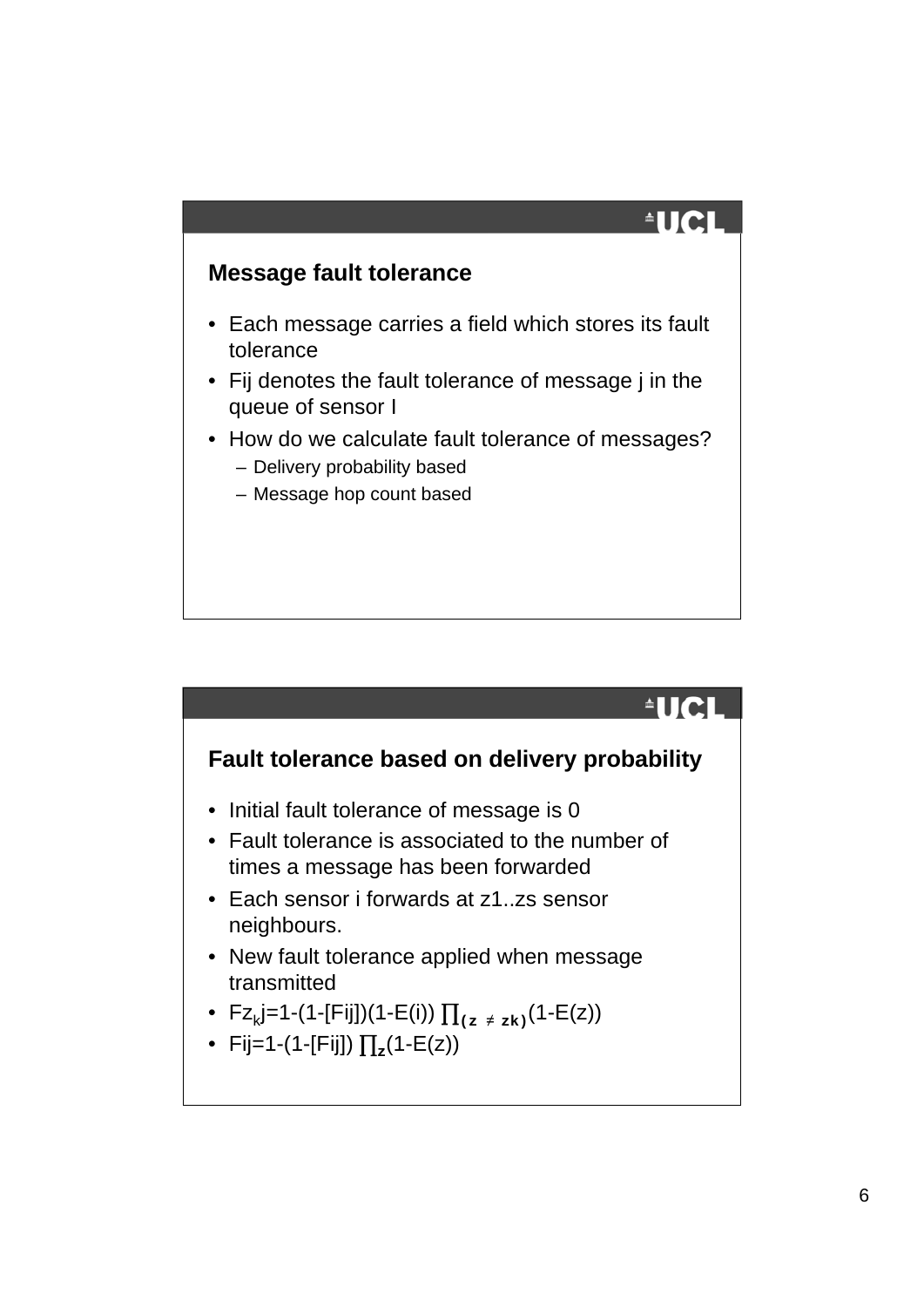## Message fault tolerance

- Each message carries a field which stores its fault tolerance
- Fij denotes the fault tolerance of message j in the queue of sensor I
- How do we calculate fault tolerance of messages?
  - Delivery probability based
  - Message hop count based

## Fault tolerance based on delivery probability

- Initial fault tolerance of message is 0
- Fault tolerance is associated to the number of times a message has been forwarded
- Each sensor i forwards at z1..zs sensor neighbours.
- New fault tolerance applied when message transmitted
- $F_{z_k j} = 1-(1-[F_{ij}])(1-E(i)) \prod_{(z \neq z_k)} (1-E(z))$
- $F_{ij} = 1-(1-[F_{ij}]) \prod_{z} (1-E(z))$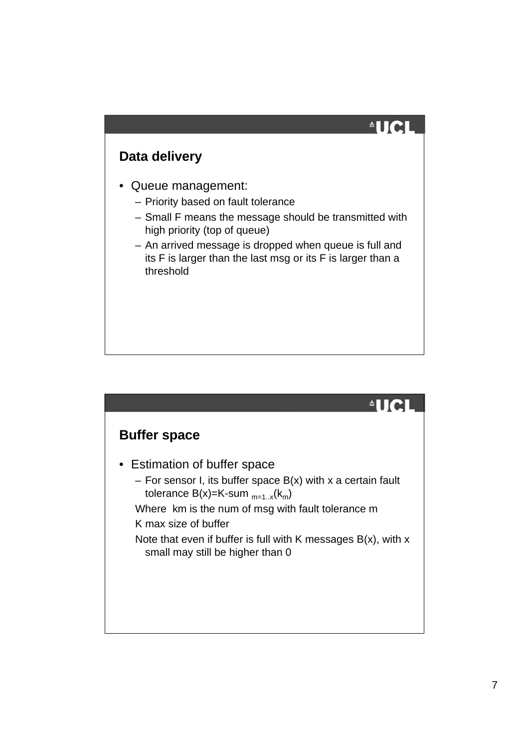## Data delivery

- Queue management:
  - Priority based on fault tolerance
  - Small F means the message should be transmitted with high priority (top of queue)
  - An arrived message is dropped when queue is full and its F is larger than the last msg or its F is larger than a threshold

## Buffer space

- Estimation of buffer space
  - For sensor I, its buffer space B(x) with x a certain fault tolerance $B(x)=K\text{-sum}_{m=1..x}(k_m)$

  Where km is the num of msg with fault tolerance m

  K max size of buffer

  Note that even if buffer is full with K messages B(x), with x small may still be higher than 0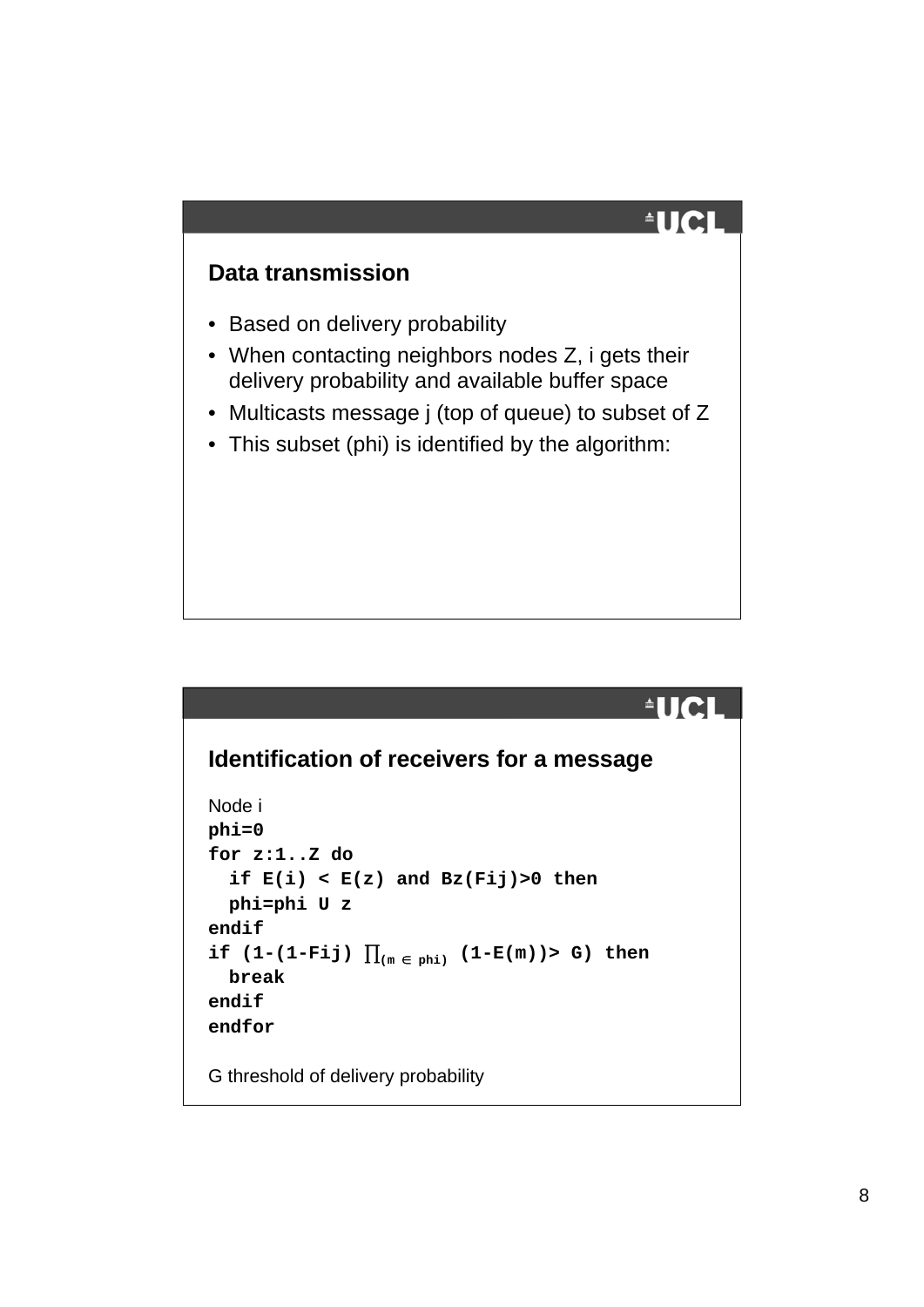## Data transmission

- Based on delivery probability
- When contacting neighbors nodes Z, i gets their delivery probability and available buffer space
- Multicasts message j (top of queue) to subset of Z
- This subset (phi) is identified by the algorithm:

## Identification of receivers for a message

Node i

```
phi=0
for z:1..Z do
  if E(i) < E(z) and Bz(Fij)>0 then
  phi=phi U z
endif
if (1-(1-Fij) ∏(m ∈ phi) (1-E(m))> G) then
  break
endif
endfor
```

G threshold of delivery probability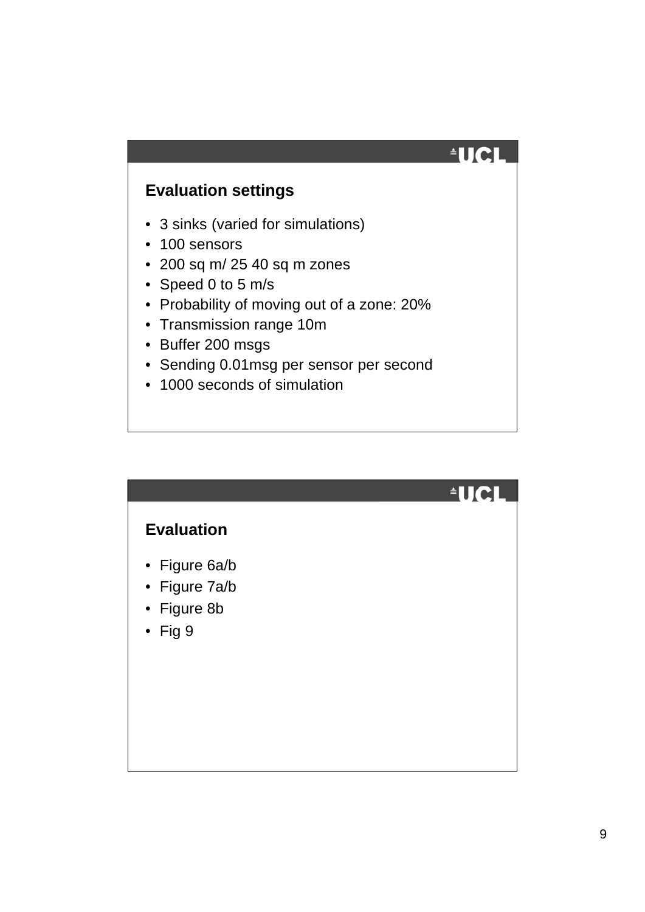## Evaluation settings

- 3 sinks (varied for simulations)
- 100 sensors
- 200 sq m/ 25 40 sq m zones
- Speed 0 to 5 m/s
- Probability of moving out of a zone: 20%
- Transmission range 10m
- Buffer 200 msgs
- Sending 0.01msg per sensor per second
- 1000 seconds of simulation

## Evaluation

- Figure 6a/b
- Figure 7a/b
- Figure 8b
- Fig 9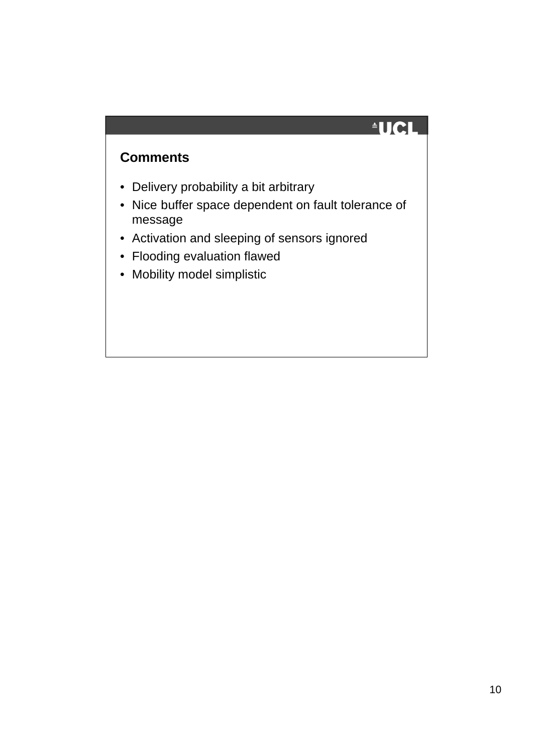## Comments

- Delivery probability a bit arbitrary
- Nice buffer space dependent on fault tolerance of message
- Activation and sleeping of sensors ignored
- Flooding evaluation flawed
- Mobility model simplistic